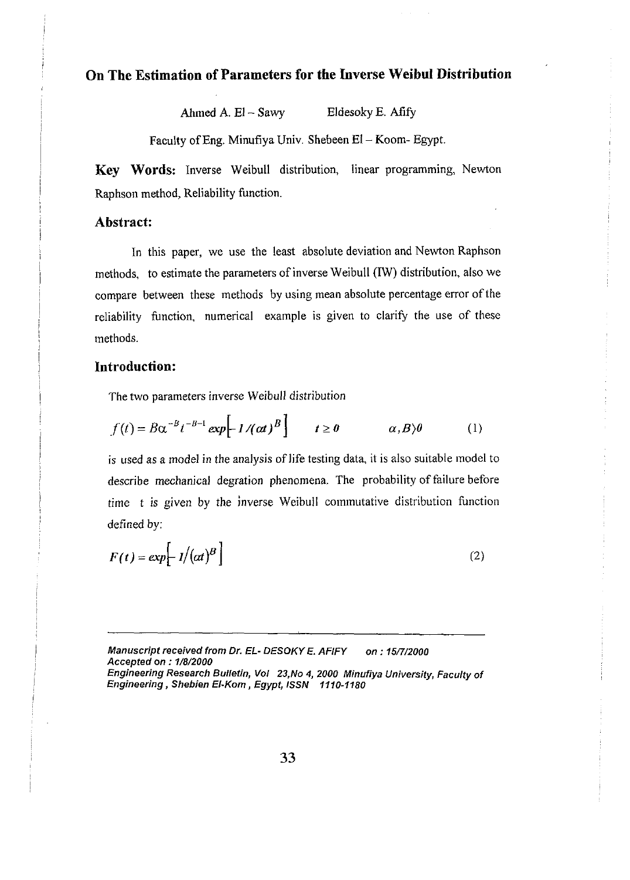# On The Estimation of Parameters for the Inverse Weibul Distribution

Ahmed A. El – Sawy  Eldesoky E. Afify

Faculty of Eng. Minufiya Univ. Shebeen El – Koom- Egypt.

**Key Words:** Inverse Weibull distribution, linear programming, Newton Raphson method, Reliability function.

## Abstract:

In this paper, we use the least absolute deviation and Newton Raphson methods, to estimate the parameters of inverse Weibull (IW) distribution, also we compare between these methods by using mean absolute percentage error of the reliability function, numerical example is given to clarify the use of these methods.

## Introduction:

The two parameters inverse Weibull distribution

$$f(t) = B\alpha^{-B} t^{-B-1} \exp\left[-1/(\alpha t)^B\right] \qquad t \geq 0 \qquad \alpha, B \rangle 0 \qquad (1)$$

is used as a model in the analysis of life testing data, it is also suitable model to describe mechanical degration phenomena. The probability of failure before time t is given by the inverse Weibull commutative distribution function defined by:

$$F(t) = \exp\left[-1/(\alpha t)^B\right] \qquad (2)$$

---

*Manuscript received from Dr. EL- DESOKY E. AFIFY on : 15/7/2000*
*Accepted on : 1/8/2000*
*Engineering Research Bulletin, Vol 23,No 4, 2000 Minufiya University, Faculty of Engineering , Shebien El-Kom , Egypt, ISSN 1110-1180*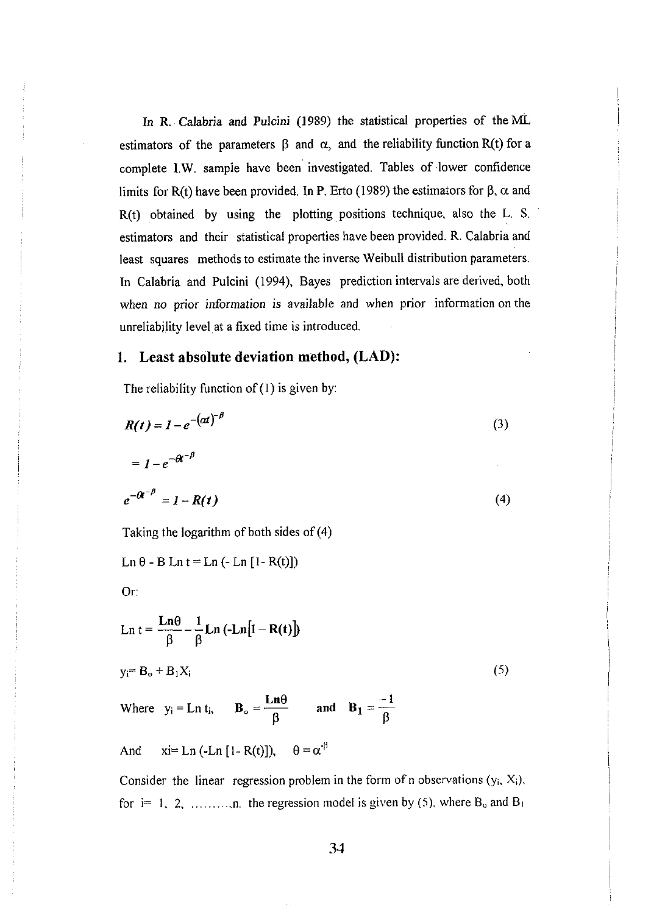In R. Calabria and Pulcini (1989) the statistical properties of the ML estimators of the parameters $\beta$ and $\alpha$, and the reliability function R(t) for a complete I.W. sample have been investigated. Tables of lower confidence limits for R(t) have been provided. In P. Erto (1989) the estimators for $\beta$, $\alpha$ and R(t) obtained by using the plotting positions technique, also the L. S. estimators and their statistical properties have been provided. R. Calabria and least squares methods to estimate the inverse Weibull distribution parameters. In Calabria and Pulcini (1994), Bayes prediction intervals are derived, both when *no prior information* is available and when prior information on the unreliability level at a fixed time is introduced.

## 1. Least absolute deviation method, (LAD):

The reliability function of (1) is given by:

$$R(t) = 1 - e^{-(\alpha t)^{-\beta}} \tag{3}$$

$$= 1 - e^{-\theta t^{-\beta}}$$

$$e^{-\theta t^{-\beta}} = 1 - R(t) \tag{4}$$

Taking the logarithm of both sides of (4)

$$\text{Ln}\,\theta - B\,\text{Ln}\,t = \text{Ln}\,(-\,\text{Ln}\,[1 - R(t)])$$

Or:

$$\text{Ln}\,t = \frac{\text{Ln}\theta}{\beta} - \frac{1}{\beta}\text{Ln}\,(-\text{Ln}[1 - R(t)])$$

$$y_i = B_o + B_1 X_i \tag{5}$$

Where $y_i = \text{Ln}\,t_i$, $\quad B_o = \dfrac{\text{Ln}\theta}{\beta}$ $\quad$ and $\quad B_1 = \dfrac{-1}{\beta}$

And $\quad x_i = \text{Ln}\,(-\text{Ln}\,[1 - R(t)])$, $\quad \theta = \alpha^{-\beta}$

Consider the linear regression problem in the form of n observations $(y_i, X_i)$, for i= 1, 2, .........,n. the regression model is given by (5), where $B_o$ and $B_1$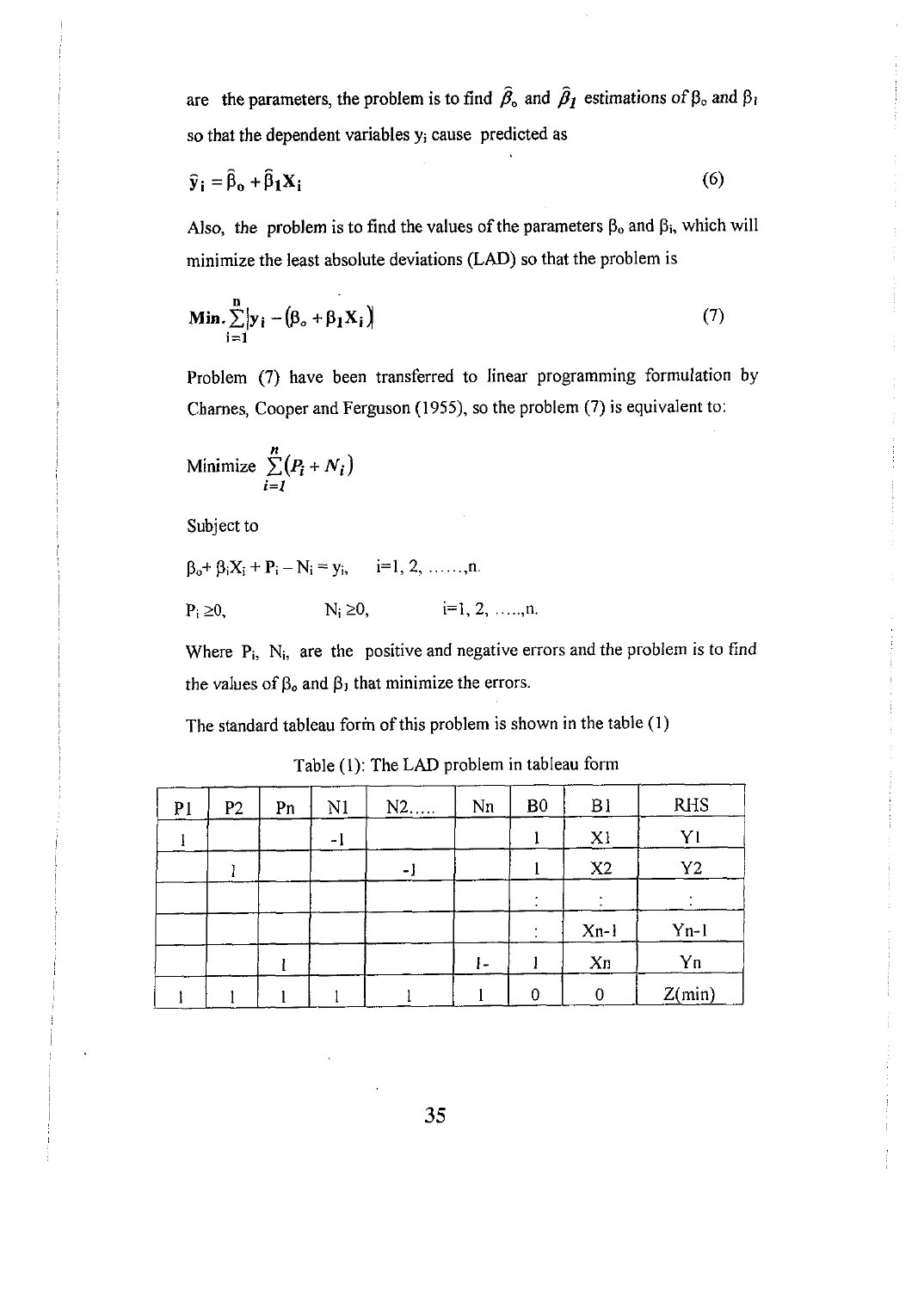are the parameters, the problem is to find $\hat{\beta}_o$ and $\hat{\beta}_1$ estimations of $\beta_o$ and $\beta_1$ so that the dependent variables $y_i$ cause predicted as

$$\hat{y}_i = \hat{\beta}_o + \hat{\beta}_1 X_i \tag{6}$$

Also, the problem is to find the values of the parameters $\beta_o$ and $\beta_i$, which will minimize the least absolute deviations (LAD) so that the problem is

$$\text{Min.} \sum_{i=1}^{n} \left| y_i - (\beta_o + \beta_1 X_i) \right| \tag{7}$$

Problem (7) have been transferred to linear programming formulation by Charnes, Cooper and Ferguson (1955), so the problem (7) is equivalent to:

$$\text{Minimize } \sum_{i=1}^{n} (P_i + N_i)$$

Subject to

$\beta_o + \beta_i X_i + P_i - N_i = y_i, \quad i=1, 2, \ldots\ldots, n.$

$P_i \geq 0, \qquad N_i \geq 0, \qquad i=1, 2, \ldots.., n.$

Where $P_i$, $N_i$, are the positive and negative errors and the problem is to find the values of $\beta_o$ and $\beta_1$ that minimize the errors.

The standard tableau form of this problem is shown in the table (1)

Table (1): The LAD problem in tableau form

| P1 | P2 | Pn | N1 | N2..... | Nn | B0 | B1 | RHS |
|---|---|---|---|---|---|---|---|---|
| 1 | | | -1 | | | 1 | X1 | Y1 |
| | 1 | | | -1 | | 1 | X2 | Y2 |
| | | | | | | : | : | : |
| | | | | | | : | Xn-1 | Yn-1 |
| | | 1 | | | 1- | 1 | Xn | Yn |
| 1 | 1 | 1 | 1 | 1 | 1 | 0 | 0 | Z(min) |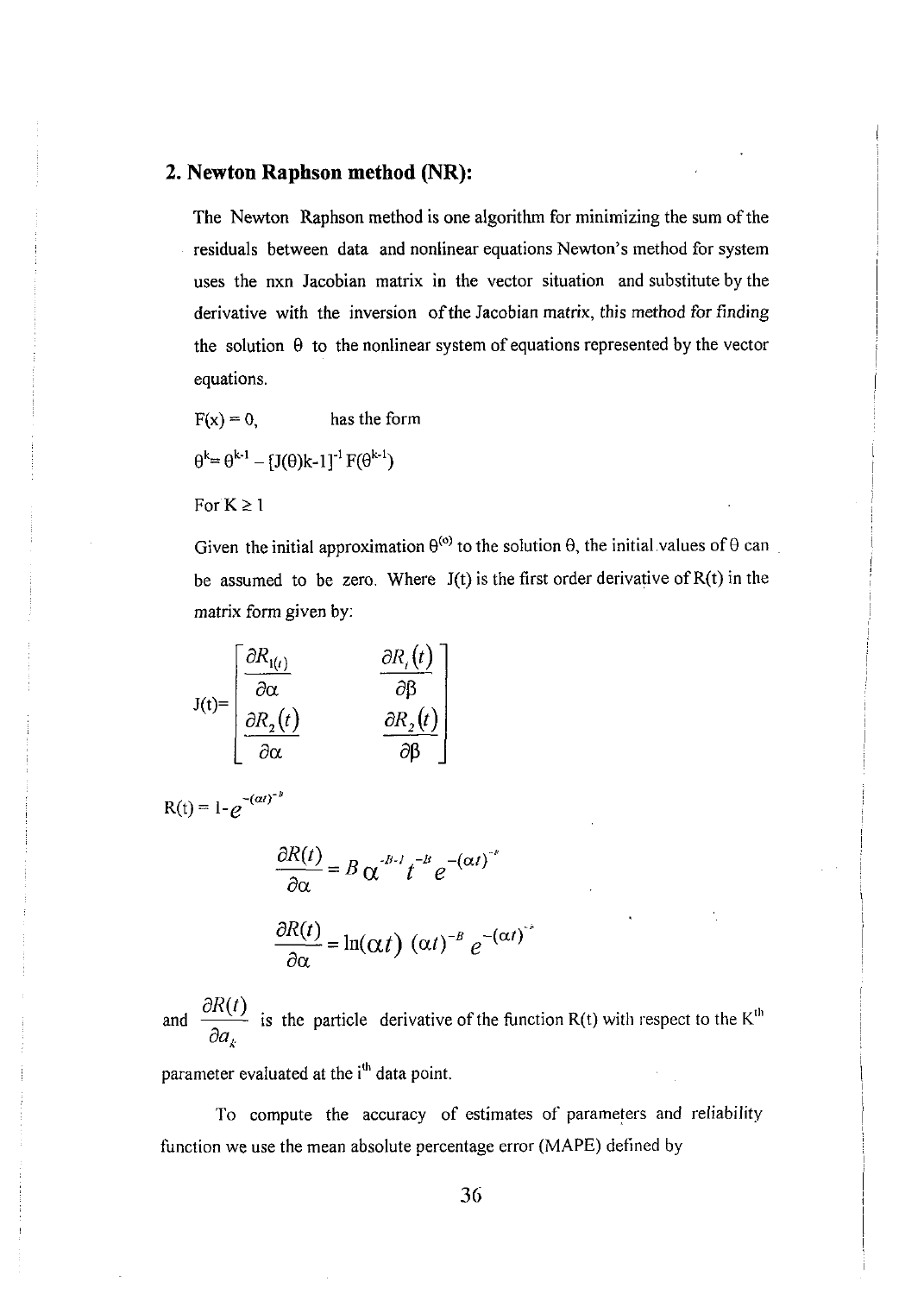## 2. Newton Raphson method (NR):

The Newton Raphson method is one algorithm for minimizing the sum of the residuals between data and nonlinear equations Newton's method for system uses the nxn Jacobian matrix in the vector situation and substitute by the derivative with the inversion of the Jacobian matrix, this method for finding the solution $\theta$ to the nonlinear system of equations represented by the vector equations.

$F(x) = 0$, has the form

$$\theta^{k} = \theta^{k-1} - [J(\theta)k-1]^{-1} F(\theta^{k-1})$$

For $K \geq 1$

Given the initial approximation $\theta^{(o)}$ to the solution $\theta$, the initial values of $\theta$ can be assumed to be zero. Where $J(t)$ is the first order derivative of $R(t)$ in the matrix form given by:

$$J(t)=\begin{bmatrix} \frac{\partial R_{1(t)}}{\partial \alpha} & \frac{\partial R_{i}(t)}{\partial \beta} \\ \frac{\partial R_{2}(t)}{\partial \alpha} & \frac{\partial R_{2}(t)}{\partial \beta} \end{bmatrix}$$

$$R(t) = 1 - e^{-(\alpha t)^{-B}}$$

$$\frac{\partial R(t)}{\partial \alpha} = B\,\alpha^{-B-1} t^{-B} e^{-(\alpha t)^{-B}}$$

$$\frac{\partial R(t)}{\partial \alpha} = \ln(\alpha t)\,(\alpha t)^{-B} e^{-(\alpha t)^{-B}}$$

and $\frac{\partial R(t)}{\partial a_k}$ is the particle derivative of the function $R(t)$ with respect to the $K^{th}$ parameter evaluated at the $i^{th}$ data point.

To compute the accuracy of estimates of parameters and reliability function we use the mean absolute percentage error (MAPE) defined by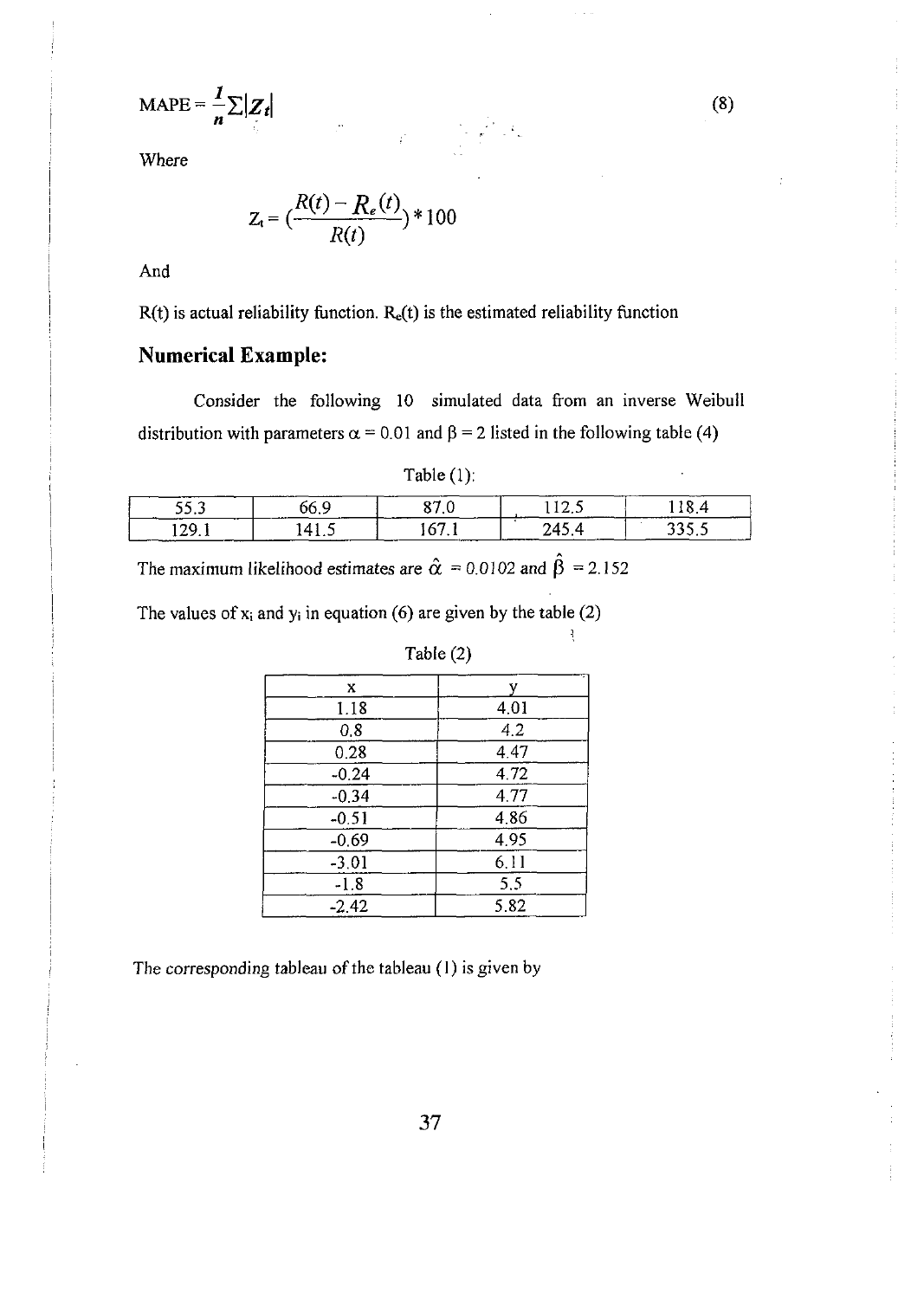$$\text{MAPE} = \frac{1}{n}\sum |Z_t| \tag{8}$$

Where

$$Z_t = \left(\frac{R(t) - R_e(t)}{R(t)}\right) * 100$$

And

$R(t)$ is actual reliability function. $R_e(t)$ is the estimated reliability function

## Numerical Example:

Consider the following 10 simulated data from an inverse Weibull distribution with parameters $\alpha = 0.01$ and $\beta = 2$ listed in the following table (4)

Table (1):

| | | | | |
|---|---|---|---|---|
| 55.3 | 66.9 | 87.0 | 112.5 | 118.4 |
| 129.1 | 141.5 | 167.1 | 245.4 | 335.5 |

The maximum likelihood estimates are $\hat{\alpha} = 0.0102$ and $\hat{\beta} = 2.152$

The values of $x_i$ and $y_i$ in equation (6) are given by the table (2)

Table (2)

| x | y |
|---|---|
| 1.18 | 4.01 |
| 0.8 | 4.2 |
| 0.28 | 4.47 |
| -0.24 | 4.72 |
| -0.34 | 4.77 |
| -0.51 | 4.86 |
| -0.69 | 4.95 |
| -3.01 | 6.11 |
| -1.8 | 5.5 |
| -2.42 | 5.82 |

The corresponding tableau of the tableau (1) is given by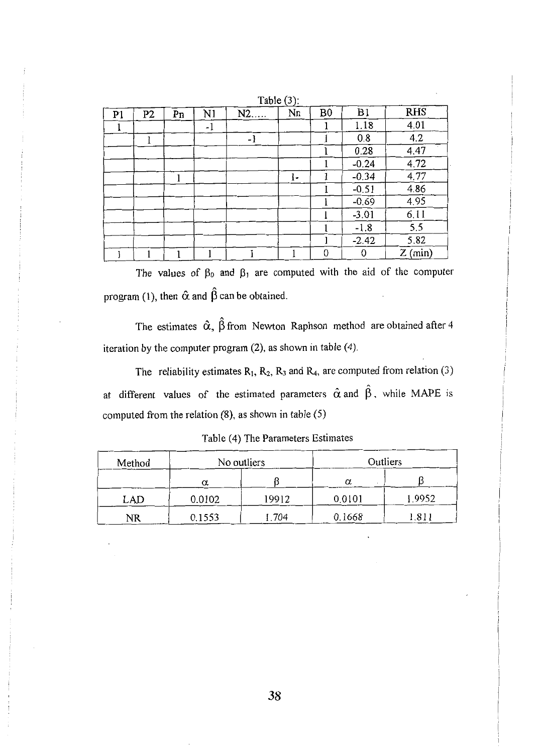Table (3):

| P1 | P2 | Pn | N1 | N2..... | Nn | B0 | B1 | RHS |
|---|---|---|---|---|---|---|---|---|
| 1 | | | -1 | | | 1 | 1.18 | 4.01 |
| | 1 | | | -1 | | 1 | 0.8 | 4.2 |
| | | | | | | 1 | 0.28 | 4.47 |
| | | | | | | 1 | -0.24 | 4.72 |
| | | 1 | | | 1- | 1 | -0.34 | 4.77 |
| | | | | | | 1 | -0.51 | 4.86 |
| | | | | | | 1 | -0.69 | 4.95 |
| | | | | | | 1 | -3.01 | 6.11 |
| | | | | | | 1 | -1.8 | 5.5 |
| | | | | | | 1 | -2.42 | 5.82 |
| 1 | 1 | 1 | 1 | 1 | 1 | 0 | 0 | Z (min) |

The values of $\beta_0$ and $\beta_1$ are computed with the aid of the computer program (1), then $\hat{\alpha}$ and $\hat{\beta}$ can be obtained.

The estimates $\hat{\alpha}$, $\hat{\beta}$ from Newton Raphson method are obtained after 4 iteration by the computer program (2), as shown in table (4).

The reliability estimates $R_1$, $R_2$, $R_3$ and $R_4$, are computed from relation (3) at different values of the estimated parameters $\hat{\alpha}$ and $\hat{\beta}$, while MAPE is computed from the relation (8), as shown in table (5)

Table (4) The Parameters Estimates

| Method | No outliers | | Outliers | |
|---|---|---|---|---|
| | $\alpha$ | $\beta$ | $\alpha$ | $\beta$ |
| LAD | 0.0102 | 19912 | 0.0101 | 1.9952 |
| NR | 0.1553 | 1.704 | 0.1668 | 1.811 |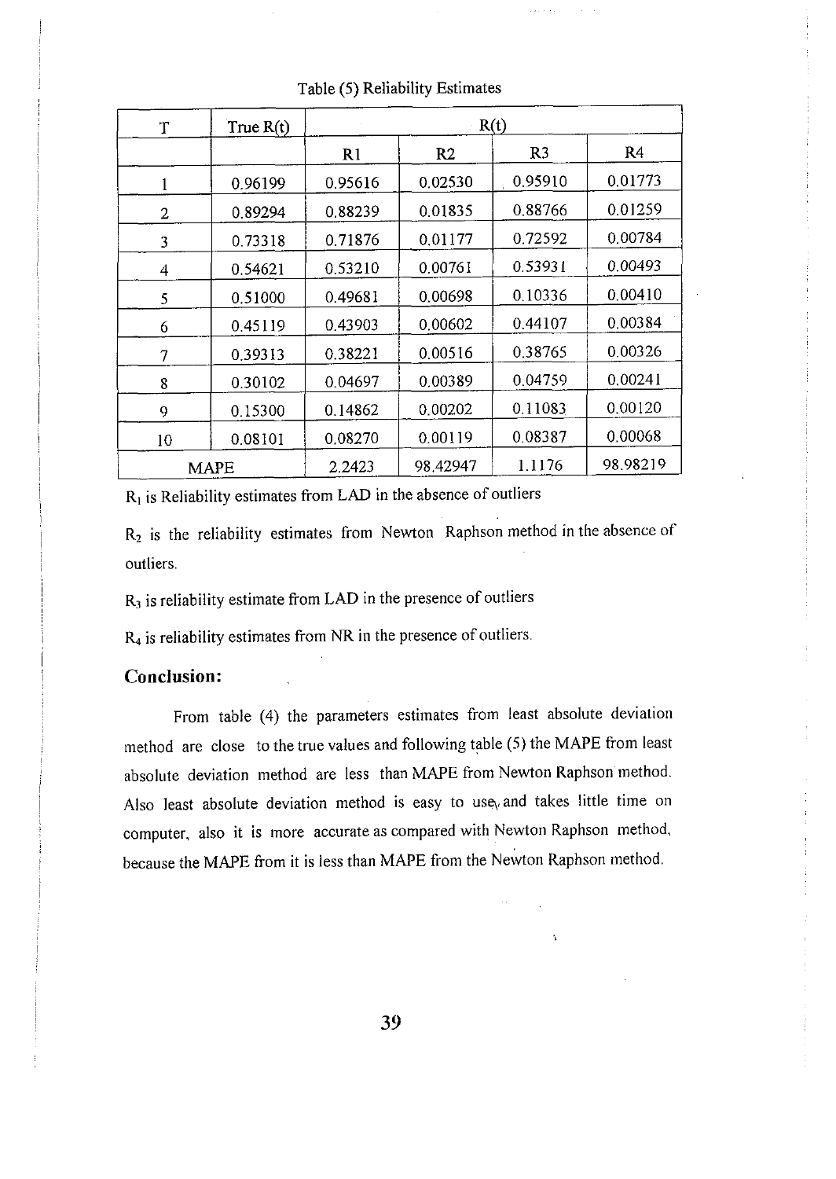Table (5) Reliability Estimates

| T | True R(t) | R(t) | | | |
|---|---|---|---|---|---|
| | | R1 | R2 | R3 | R4 |
| 1 | 0.96199 | 0.95616 | 0.02530 | 0.95910 | 0.01773 |
| 2 | 0.89294 | 0.88239 | 0.01835 | 0.88766 | 0.01259 |
| 3 | 0.73318 | 0.71876 | 0.01177 | 0.72592 | 0.00784 |
| 4 | 0.54621 | 0.53210 | 0.00761 | 0.53931 | 0.00493 |
| 5 | 0.51000 | 0.49681 | 0.00698 | 0.10336 | 0.00410 |
| 6 | 0.45119 | 0.43903 | 0.00602 | 0.44107 | 0.00384 |
| 7 | 0.39313 | 0.38221 | 0.00516 | 0.38765 | 0.00326 |
| 8 | 0.30102 | 0.04697 | 0.00389 | 0.04759 | 0.00241 |
| 9 | 0.15300 | 0.14862 | 0.00202 | 0.11083 | 0.00120 |
| 10 | 0.08101 | 0.08270 | 0.00119 | 0.08387 | 0.00068 |
| MAPE | | 2.2423 | 98.42947 | 1.1176 | 98.98219 |

$R_1$ is Reliability estimates from LAD in the absence of outliers

$R_2$ is the reliability estimates from Newton Raphson method in the absence of outliers.

$R_3$ is reliability estimate from LAD in the presence of outliers

$R_4$ is reliability estimates from NR in the presence of outliers.

## Conclusion:

From table (4) the parameters estimates from least absolute deviation method are close to the true values and following table (5) the MAPE from least absolute deviation method are less than MAPE from Newton Raphson method. Also least absolute deviation method is easy to use, and takes little time on computer, also it is more accurate as compared with Newton Raphson method, because the MAPE from it is less than MAPE from the Newton Raphson method.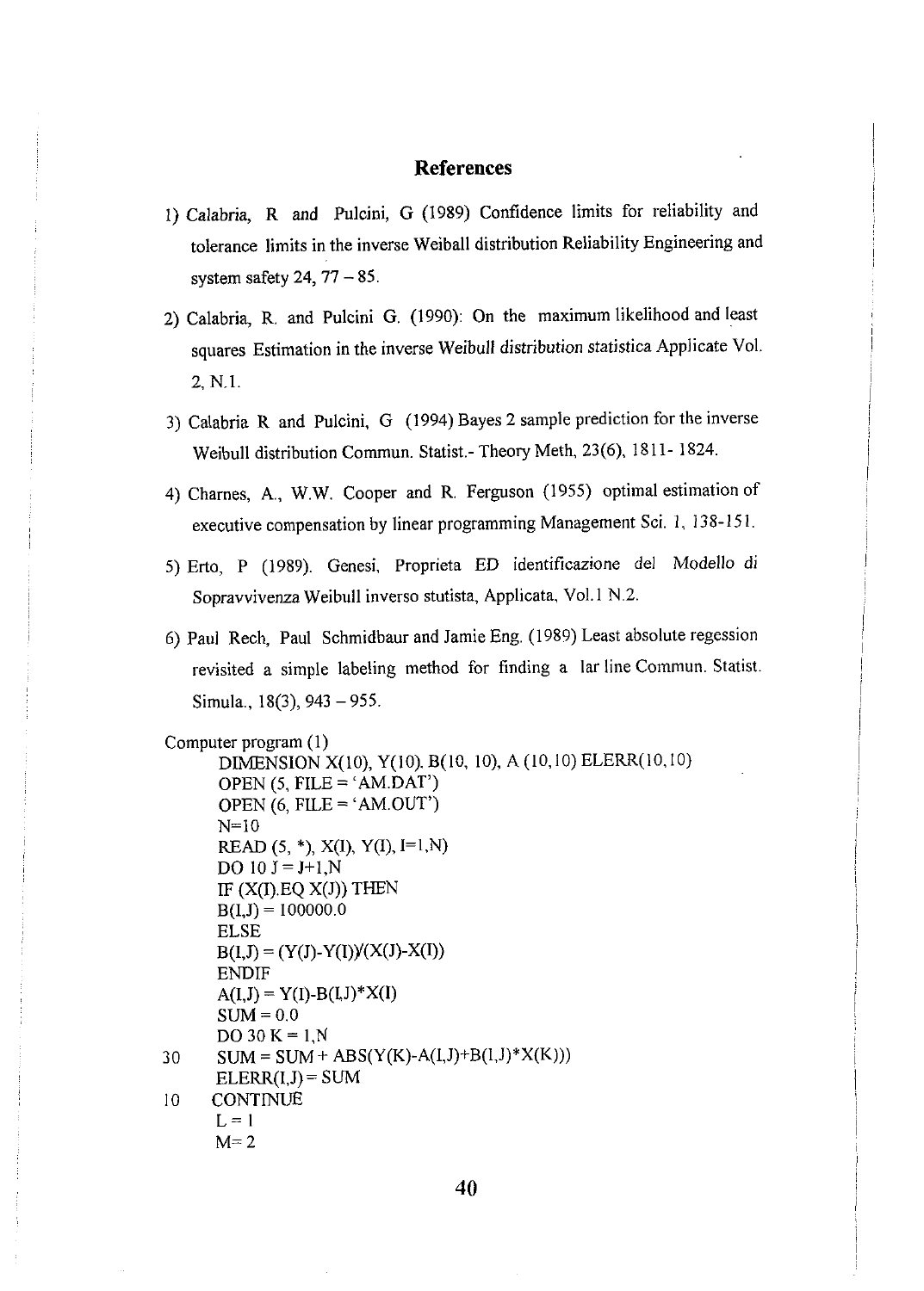# References

1) Calabria, R and Pulcini, G (1989) Confidence limits for reliability and tolerance limits in the inverse Weiball distribution Reliability Engineering and system safety 24, 77 – 85.

2) Calabria, R. and Pulcini G. (1990): On the maximum likelihood and least squares Estimation in the inverse Weibull distribution statistica Applicate Vol. 2, N.1.

3) Calabria R and Pulcini, G (1994) Bayes 2 sample prediction for the inverse Weibull distribution Commun. Statist.- Theory Meth, 23(6), 1811- 1824.

4) Charnes, A., W.W. Cooper and R. Ferguson (1955) optimal estimation of executive compensation by linear programming Management Sci. 1, 138-151.

5) Erto, P (1989). Genesi, Proprieta ED identificazione del Modello di Sopravvivenza Weibull inverso stutista, Applicata, Vol.1 N.2.

6) Paul Rech, Paul Schmidbaur and Jamie Eng. (1989) Least absolute regession revisited a simple labeling method for finding a lar line Commun. Statist. Simula., 18(3), 943 – 955.

Computer program (1)

```
      DIMENSION X(10), Y(10). B(10, 10), A (10,10) ELERR(10,10)
      OPEN (5, FILE = 'AM.DAT')
      OPEN (6, FILE = 'AM.OUT')
      N=10
      READ (5, *), X(I), Y(I), I=1,N)
      DO 10 J = J+1,N
      IF (X(I).EQ X(J)) THEN
      B(I,J) = 100000.0
      ELSE
      B(I,J) = (Y(J)-Y(I))/(X(J)-X(I))
      ENDIF
      A(I,J) = Y(I)-B(I,J)*X(I)
      SUM = 0.0
      DO 30 K = 1,N
30    SUM = SUM + ABS(Y(K)-A(I,J)+B(I,J)*X(K)))
      ELERR(I,J) = SUM
10    CONTINUE
      L = 1
      M= 2
```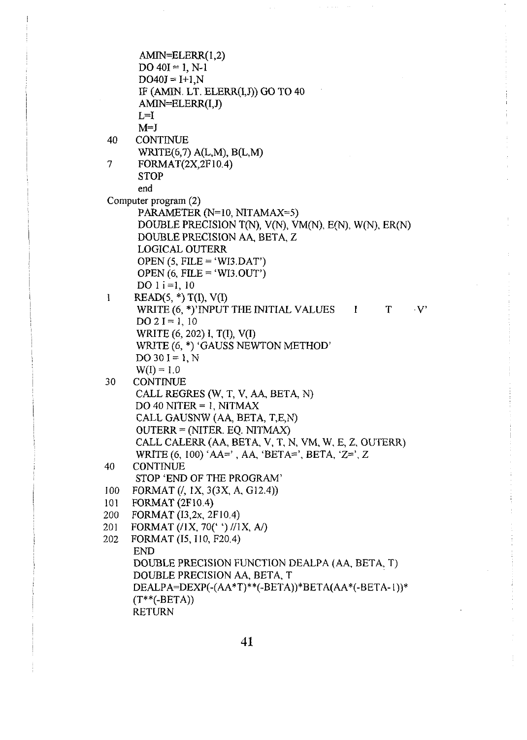```
      AMIN=ELERR(1,2)
      DO 40I = 1, N-1
      DO40J = I+1,N
      IF (AMIN. LT. ELERR(I,J)) GO TO 40
      AMIN=ELERR(I,J)
      L=I
      M=J
40    CONTINUE
      WRITE(6,7) A(L,M), B(L,M)
7     FORMAT(2X,2F10.4)
      STOP
      end
```

Computer program (2)

```
      PARAMETER (N=10, NITAMAX=5)
      DOUBLE PRECISION T(N), V(N), VM(N), E(N), W(N), ER(N)
      DOUBLE PRECISION AA, BETA, Z
      LOGICAL OUTERR
      OPEN (5, FILE = 'WI3.DAT')
      OPEN (6, FILE = 'WI3.OUT')
      DO 1 i =1, 10
1     READ(5, *) T(I), V(I)
      WRITE (6, *)'INPUT THE INITIAL VALUES      I         T        V'
      DO 2 I = 1, 10
      WRITE (6, 202) I, T(I), V(I)
      WRITE (6, *) 'GAUSS NEWTON METHOD'
      DO 30 I = 1, N
      W(I) = 1.0
30    CONTINUE
      CALL REGRES (W, T, V, AA, BETA, N)
      DO 40 NITER = 1, NITMAX
      CALL GAUSNW (AA, BETA, T,E,N)
      OUTERR = (NITER. EQ. NITMAX)
      CALL CALERR (AA, BETA, V, T, N, VM, W, E, Z, OUTERR)
      WRITE (6, 100) 'AA=' , AA, 'BETA=', BETA, 'Z=', Z
40    CONTINUE
      STOP 'END OF THE PROGRAM'
100   FORMAT (/, 1X, 3(3X, A, G12.4))
101   FORMAT (2F10.4)
200   FORMAT (I3,2x, 2F10.4)
201   FORMAT (/1X, 70(' ') //1X, A/)
202   FORMAT (I5, I10, F20.4)
      END
      DOUBLE PRECISION FUNCTION DEALPA (AA, BETA, T)
      DOUBLE PRECISION AA, BETA, T
      DEALPA=DEXP(-(AA*T)**(-BETA))*BETA(AA*(-BETA-1))*
      (T**(-BETA))
      RETURN
```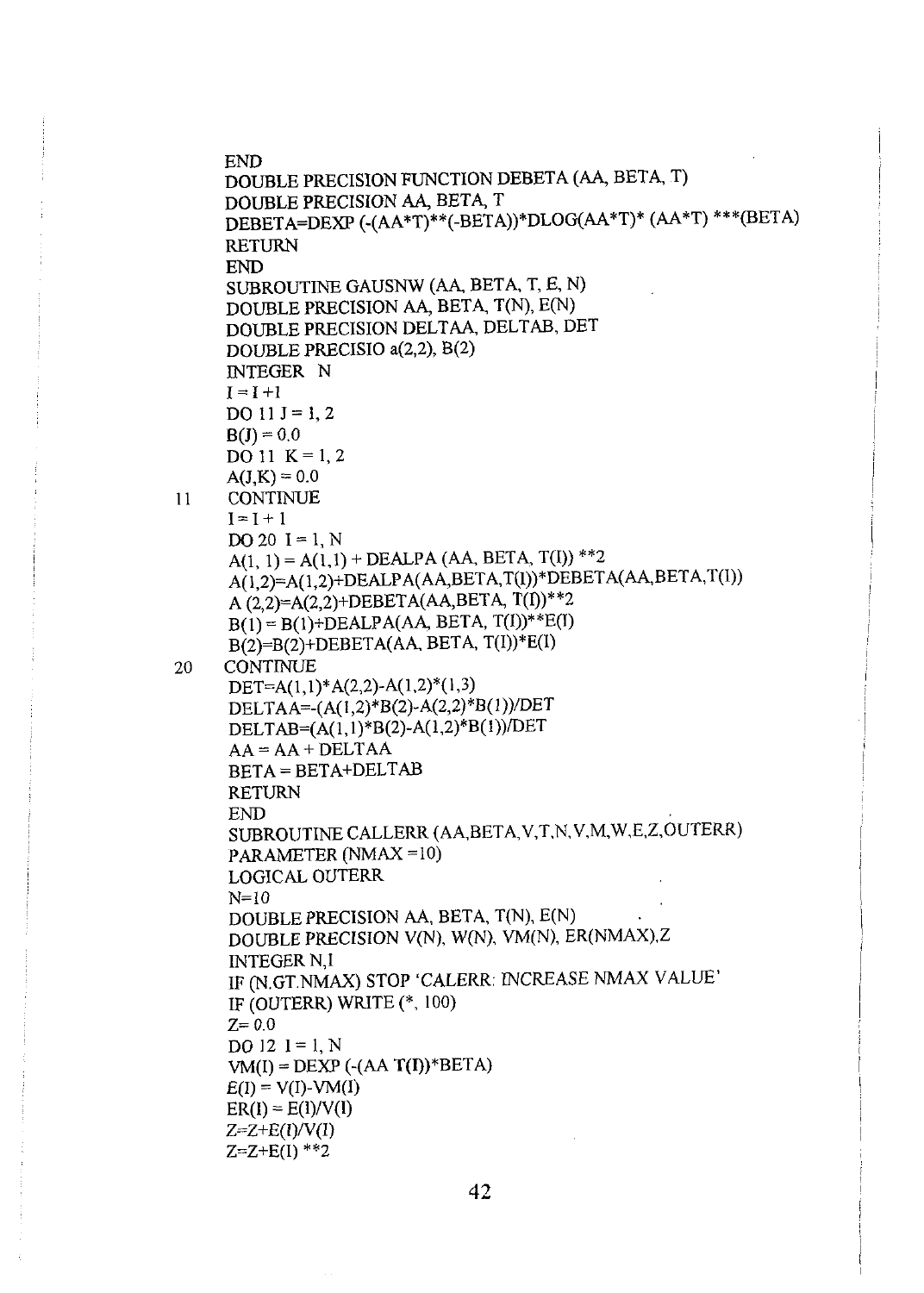```
      END
      DOUBLE PRECISION FUNCTION DEBETA (AA, BETA, T)
      DOUBLE PRECISION AA, BETA, T
      DEBETA=DEXP (-(AA*T)**(-BETA))*DLOG(AA*T)* (AA*T) ***(BETA)
      RETURN
      END
      SUBROUTINE GAUSNW (AA, BETA, T, E, N)
      DOUBLE PRECISION AA, BETA, T(N), E(N)
      DOUBLE PRECISION DELTAA, DELTAB, DET
      DOUBLE PRECISIO a(2,2), B(2)
      INTEGER  N
      I = I +1
      DO 11 J = 1, 2
      B(J) = 0.0
      DO 11  K = 1, 2
      A(J,K) = 0.0
11    CONTINUE
      I = I + 1
      DO 20  I = 1, N
      A(1, 1) = A(1,1) + DEALPA (AA, BETA, T(I)) **2
      A(1,2)=A(1,2)+DEALPA(AA,BETA,T(I))*DEBETA(AA,BETA,T(I))
      A (2,2)=A(2,2)+DEBETA(AA,BETA, T(I))**2
      B(1) = B(1)+DEALPA(AA, BETA, T(I))**E(I)
      B(2)=B(2)+DEBETA(AA, BETA, T(I))*E(I)
20    CONTINUE
      DET=A(1,1)*A(2,2)-A(1,2)*(1,3)
      DELTAA=-(A(1,2)*B(2)-A(2,2)*B(1))/DET
      DELTAB=(A(1,1)*B(2)-A(1,2)*B(1))/DET
      AA = AA + DELTAA
      BETA = BETA+DELTAB
      RETURN
      END
      SUBROUTINE CALLERR (AA,BETA,V,T,N,V,M,W,E,Z,OUTERR)
      PARAMETER (NMAX =10)
      LOGICAL OUTERR
      N=10
      DOUBLE PRECISION AA, BETA, T(N), E(N)
      DOUBLE PRECISION V(N), W(N), VM(N), ER(NMAX),Z
      INTEGER N,I
      IF (N.GT.NMAX) STOP 'CALERR: INCREASE NMAX VALUE'
      IF (OUTERR) WRITE (*, 100)
      Z= 0.0
      DO 12  I = 1, N
      VM(I) = DEXP (-(AA T(I))*BETA)
      E(I) = V(I)-VM(I)
      ER(I) = E(I)/V(I)
      Z=Z+E(I)/V(I)
      Z=Z+E(I) **2
```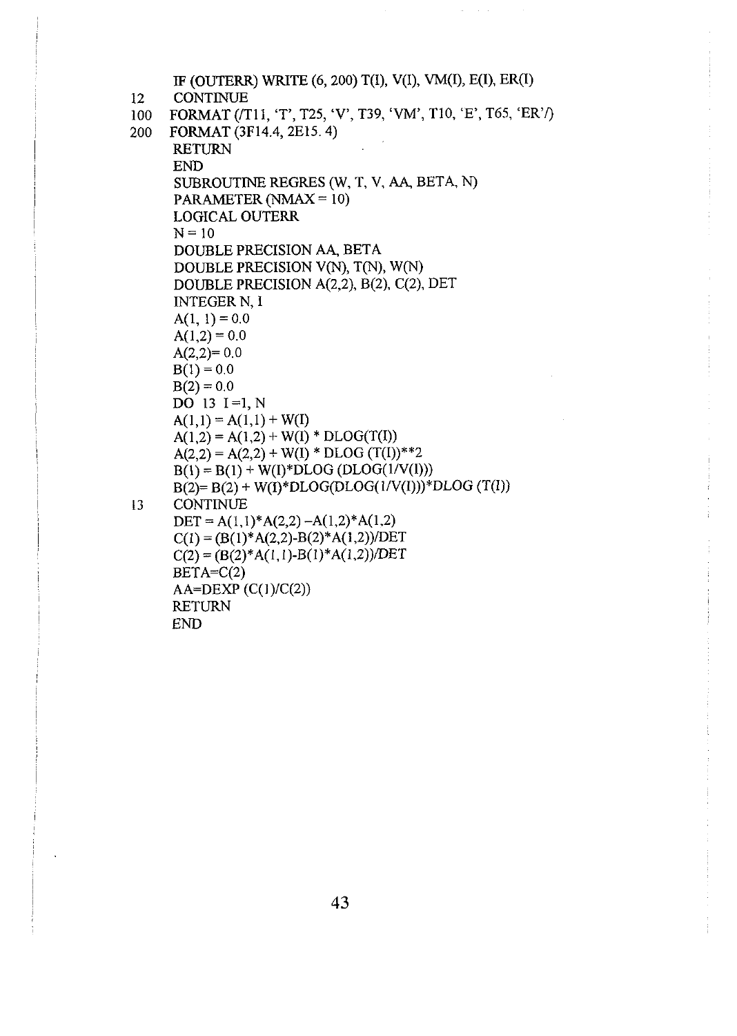```
      IF (OUTERR) WRITE (6, 200) T(I), V(I), VM(I), E(I), ER(I)
12    CONTINUE
100   FORMAT (/T11, 'T', T25, 'V', T39, 'VM', T10, 'E', T65, 'ER'/)
200   FORMAT (3F14.4, 2E15. 4)
      RETURN
      END
      SUBROUTINE REGRES (W, T, V, AA, BETA, N)
      PARAMETER (NMAX = 10)
      LOGICAL OUTERR
      N = 10
      DOUBLE PRECISION AA, BETA
      DOUBLE PRECISION V(N), T(N), W(N)
      DOUBLE PRECISION A(2,2), B(2), C(2), DET
      INTEGER N, I
      A(1, 1) = 0.0
      A(1,2) = 0.0
      A(2,2)= 0.0
      B(1) = 0.0
      B(2) = 0.0
      DO  13  I =1, N
      A(1,1) = A(1,1) + W(I)
      A(1,2) = A(1,2) + W(I) * DLOG(T(I))
      A(2,2) = A(2,2) + W(I) * DLOG (T(I))**2
      B(1) = B(1) + W(I)*DLOG (DLOG(1/V(I)))
      B(2)= B(2) + W(I)*DLOG(DLOG(1/V(I)))*DLOG (T(I))
13    CONTINUE
      DET = A(1,1)*A(2,2) -A(1,2)*A(1,2)
      C(1) = (B(1)*A(2,2)-B(2)*A(1,2))/DET
      C(2) = (B(2)*A(1,1)-B(1)*A(1,2))/DET
      BETA=C(2)
      AA=DEXP (C(1)/C(2))
      RETURN
      END
```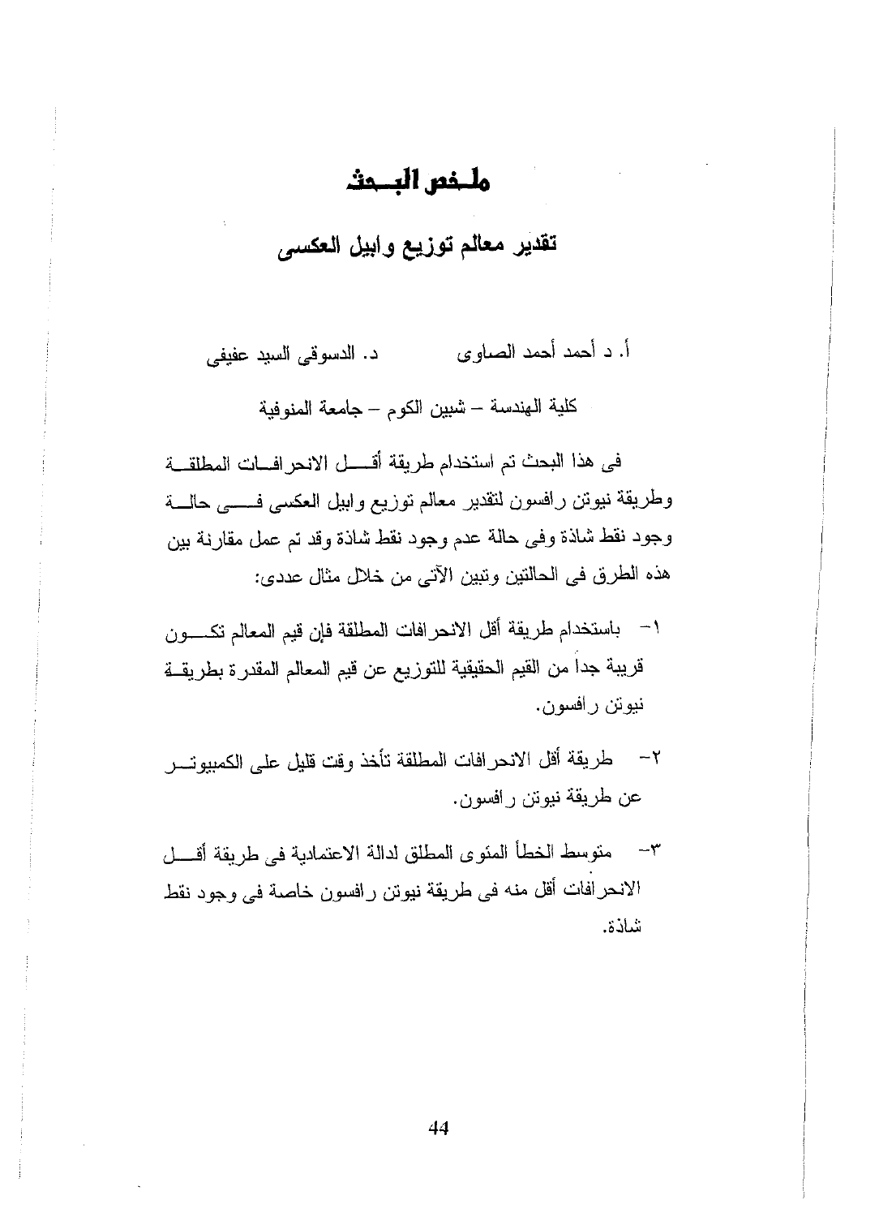# ملخص البحث

## تقدير معالم توزيع وابيل العكسى

أ. د أحمد أحمد الصاوى　　　　د. الدسوقى السيد عفيفى

كلية الهندسة – شبين الكوم – جامعة المنوفية

فى هذا البحث تم استخدام طريقة أقل الانحرافات المطلقة وطريقة نيوتن رافسون لتقدير معالم توزيع وابيل العكسى فى حالة وجود نقط شاذة وفى حالة عدم وجود نقط شاذة وقد تم عمل مقارنة بين هذه الطرق فى الحالتين وتبين الآتى من خلال مثال عددى:

١- باستخدام طريقة أقل الانحرافات المطلقة فإن قيم المعالم تكون قريبة جداً من القيم الحقيقية للتوزيع عن قيم المعالم المقدرة بطريقة نيوتن رافسون.

٢- طريقة أقل الانحرافات المطلقة تأخذ وقت قليل على الكمبيوتر عن طريقة نيوتن رافسون.

٣- متوسط الخطأ المئوى المطلق لدالة الاعتمادية فى طريقة أقل الانحرافات أقل منه فى طريقة نيوتن رافسون خاصة فى وجود نقط شاذة.